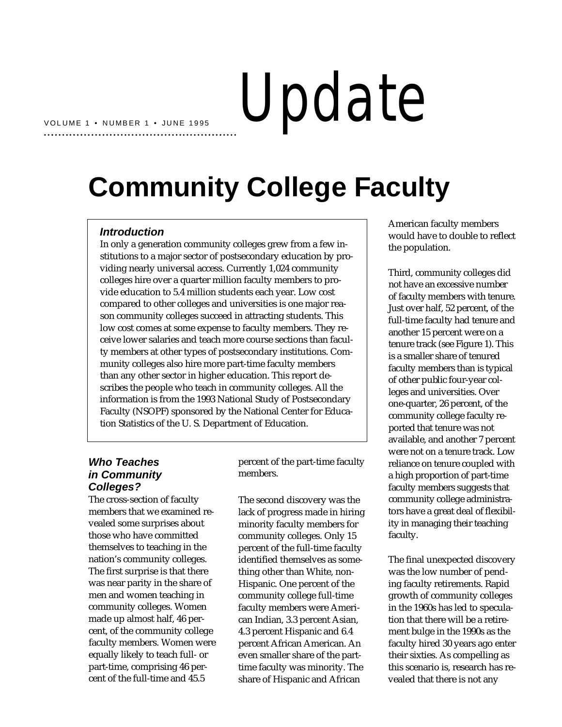VOLUME 1 • NUMBER 1 • JUNE 1995

# Update

# Community College Faculty

### *Introduction*

In only a generation community colleges grew from a few institutions to a major sector of postsecondary education by providing nearly universal access. Currently 1,024 community colleges hire over a quarter million faculty members to provide education to 5.4 million students each year. Low cost compared to other colleges and universities is one major reason community colleges succeed in attracting students. This low cost comes at some expense to faculty members. They receive lower salaries and teach more course sections than faculty members at other types of postsecondary institutions. Community colleges also hire more part-time faculty members than any other sector in higher education. This report describes the people who teach in community colleges. All the information is from the 1993 National Study of Postsecondary Faculty (NSOPF) sponsored by the National Center for Education Statistics of the U. S. Department of Education.

## *Who Teaches in Community Colleges?*

The cross-section of faculty members that we examined revealed some surprises about those who have committed themselves to teaching in the nation's community colleges. The first surprise is that there was near parity in the share of men and women teaching in community colleges. Women made up almost half, 46 percent, of the community college faculty members. Women were equally likely to teach full- or part-time, comprising 46 percent of the full-time and 45.5 percent of the part-time faculty members.

The second discovery was the lack of progress made in hiring minority faculty members for community colleges. Only 15 percent of the full-time faculty identified themselves as something other than White, non-Hispanic. One percent of the community college full-time faculty members were American Indian, 3.3 percent Asian, 4.3 percent Hispanic and 6.4 percent African American. An even smaller share of the part-time faculty was minority. The share of Hispanic and African American faculty members would have to double to reflect the population.

Third, community colleges did not have an excessive number of faculty members with tenure. Just over half, 52 percent, of the full-time faculty had tenure and another 15 percent were on a tenure track (see Figure 1). This is a smaller share of tenured faculty members than is typical of other public four-year colleges and universities. Over one-quarter, 26 percent, of the community college faculty reported that tenure was not available, and another 7 percent were not on a tenure track. Low reliance on tenure coupled with a high proportion of part-time faculty members suggests that community college administrators have a great deal of flexibility in managing their teaching faculty.

The final unexpected discovery was the low number of pending faculty retirements. Rapid growth of community colleges in the 1960s has led to speculation that there will be a retirement bulge in the 1990s as the faculty hired 30 years ago enter their sixties. As compelling as this scenario is, research has revealed that there is not any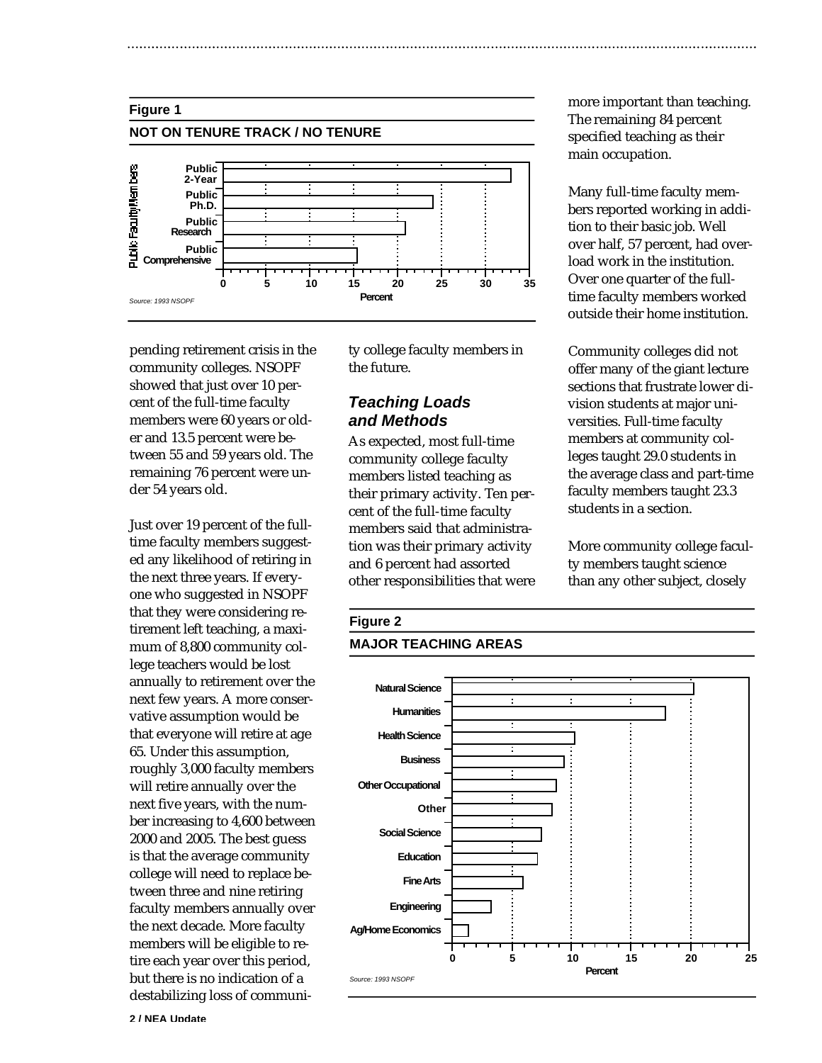**Figure 1**

**NOT ON TENURE TRACK / NO TENURE**

Source: 1993 NSOPF

pending retirement crisis in the community colleges. NSOPF showed that just over 10 percent of the full-time faculty members were 60 years or older and 13.5 percent were between 55 and 59 years old. The remaining 76 percent were under 54 years old.

Just over 19 percent of the full-time faculty members suggested any likelihood of retiring in the next three years. If everyone who suggested in NSOPF that they were considering retirement left teaching, a maximum of 8,800 community college teachers would be lost annually to retirement over the next few years. A more conservative assumption would be that everyone will retire at age 65. Under this assumption, roughly 3,000 faculty members will retire annually over the next five years, with the number increasing to 4,600 between 2000 and 2005. The best guess is that the average community college will need to replace between three and nine retiring faculty members annually over the next decade. More faculty members will be eligible to retire each year over this period, but there is no indication of a destabilizing loss of community college faculty members in the future.

### *Teaching Loads and Methods*

As expected, most full-time community college faculty members listed teaching as their primary activity. Ten percent of the full-time faculty members said that administration was their primary activity and 6 percent had assorted other responsibilities that were more important than teaching. The remaining 84 percent specified teaching as their main occupation.

Many full-time faculty members reported working in addition to their basic job. Well over half, 57 percent, had overload work in the institution. Over one quarter of the full-time faculty members worked outside their home institution.

Community colleges did not offer many of the giant lecture sections that frustrate lower division students at major universities. Full-time faculty members at community colleges taught 29.0 students in the average class and part-time faculty members taught 23.3 students in a section.

More community college faculty members taught science than any other subject, closely

**Figure 2**

**MAJOR TEACHING AREAS**

Source: 1993 NSOPF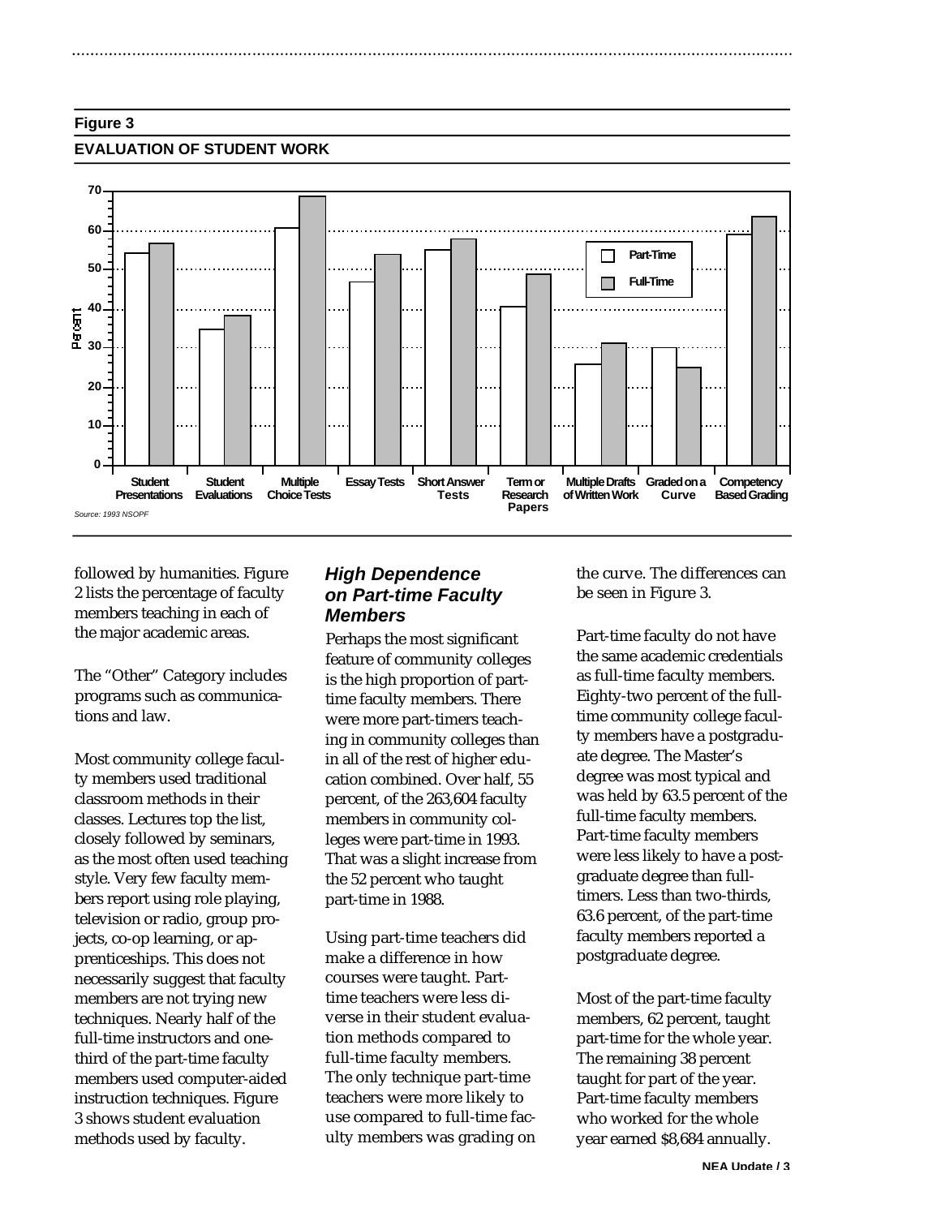**Figure 3**

**EVALUATION OF STUDENT WORK**

*Source: 1993 NSOPF*

followed by humanities. Figure 2 lists the percentage of faculty members teaching in each of the major academic areas.

The "Other" Category includes programs such as communications and law.

Most community college faculty members used traditional classroom methods in their classes. Lectures top the list, closely followed by seminars, as the most often used teaching style. Very few faculty members report using role playing, television or radio, group projects, co-op learning, or apprenticeships. This does not necessarily suggest that faculty members are not trying new techniques. Nearly half of the full-time instructors and one-third of the part-time faculty members used computer-aided instruction techniques. Figure 3 shows student evaluation methods used by faculty.

### *High Dependence on Part-time Faculty Members*

Perhaps the most significant feature of community colleges is the high proportion of part-time faculty members. There were more part-timers teaching in community colleges than in all of the rest of higher education combined. Over half, 55 percent, of the 263,604 faculty members in community colleges were part-time in 1993. That was a slight increase from the 52 percent who taught part-time in 1988.

Using part-time teachers did make a difference in how courses were taught. Part-time teachers were less diverse in their student evaluation methods compared to full-time faculty members. The only technique part-time teachers were more likely to use compared to full-time faculty members was grading on the curve. The differences can be seen in Figure 3.

Part-time faculty do not have the same academic credentials as full-time faculty members. Eighty-two percent of the full-time community college faculty members have a postgraduate degree. The Master's degree was most typical and was held by 63.5 percent of the full-time faculty members. Part-time faculty members were less likely to have a postgraduate degree than full-timers. Less than two-thirds, 63.6 percent, of the part-time faculty members reported a postgraduate degree.

Most of the part-time faculty members, 62 percent, taught part-time for the whole year. The remaining 38 percent taught for part of the year. Part-time faculty members who worked for the whole year earned $8,684 annually.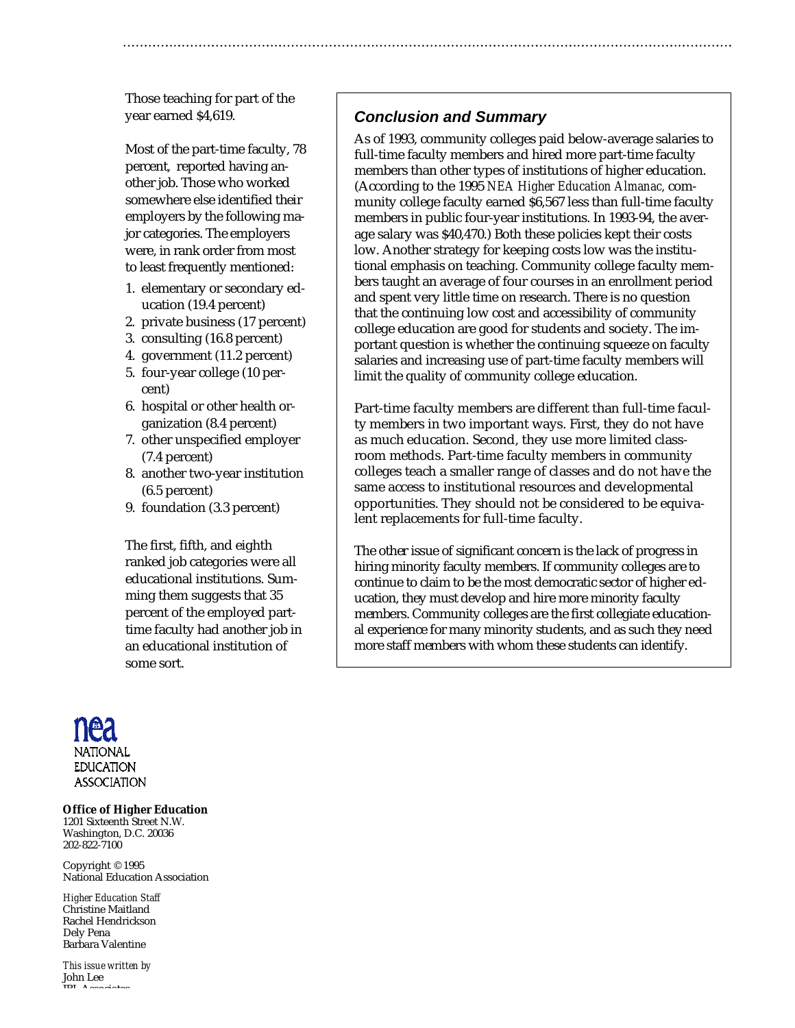Those teaching for part of the year earned $4,619.

Most of the part-time faculty, 78 percent, reported having another job. Those who worked somewhere else identified their employers by the following major categories. The employers were, in rank order from most to least frequently mentioned:

1. elementary or secondary education (19.4 percent)
2. private business (17 percent)
3. consulting (16.8 percent)
4. government (11.2 percent)
5. four-year college (10 percent)
6. hospital or other health organization (8.4 percent)
7. other unspecified employer (7.4 percent)
8. another two-year institution (6.5 percent)
9. foundation (3.3 percent)

The first, fifth, and eighth ranked job categories were all educational institutions. Summing them suggests that 35 percent of the employed part-time faculty had another job in an educational institution of some sort.

## Conclusion and Summary

As of 1993, community colleges paid below-average salaries to full-time faculty members and hired more part-time faculty members than other types of institutions of higher education. (According to the 1995 *NEA Higher Education Almanac,* community college faculty earned $6,567 less than full-time faculty members in public four-year institutions. In 1993-94, the average salary was $40,470.) Both these policies kept their costs low. Another strategy for keeping costs low was the institutional emphasis on teaching. Community college faculty members taught an average of four courses in an enrollment period and spent very little time on research. There is no question that the continuing low cost and accessibility of community college education are good for students and society. The important question is whether the continuing squeeze on faculty salaries and increasing use of part-time faculty members will limit the quality of community college education.

Part-time faculty members are different than full-time faculty members in two important ways. First, they do not have as much education. Second, they use more limited classroom methods. Part-time faculty members in community colleges teach a smaller range of classes and do not have the same access to institutional resources and developmental opportunities. They should not be considered to be equivalent replacements for full-time faculty.

The other issue of significant concern is the lack of progress in hiring minority faculty members. If community colleges are to continue to claim to be the most democratic sector of higher education, they must develop and hire more minority faculty members. Community colleges are the first collegiate educational experience for many minority students, and as such they need more staff members with whom these students can identify.

nea
NATIONAL
EDUCATION
ASSOCIATION

**Office of Higher Education**
1201 Sixteenth Street N.W.
Washington, D.C. 20036
202-822-7100

Copyright © 1995
National Education Association

*Higher Education Staff*
Christine Maitland
Rachel Hendrickson
Dely Pena
Barbara Valentine

*This issue written by*
John Lee
JBL Associates